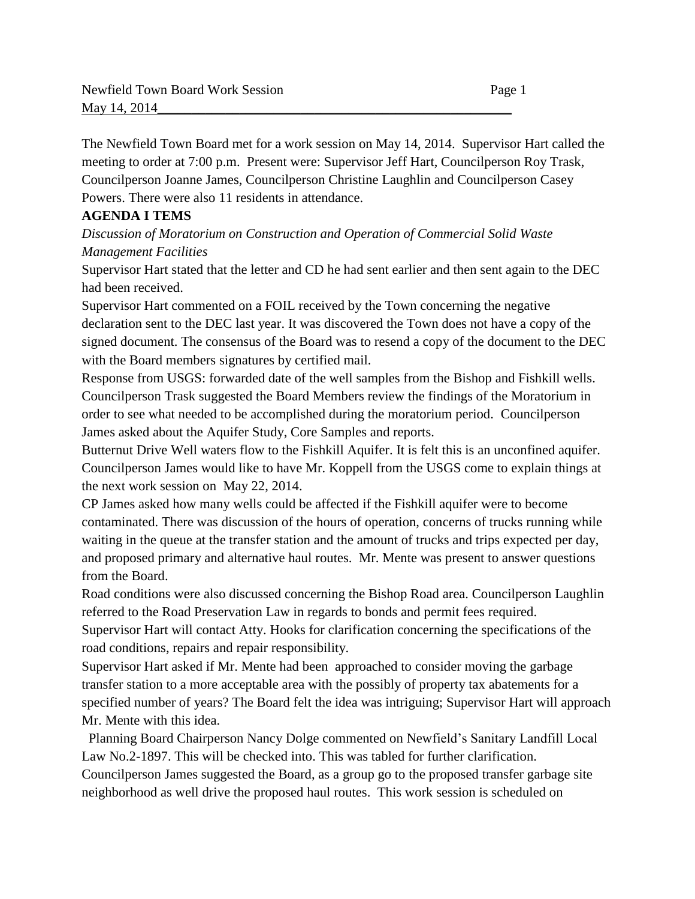The Newfield Town Board met for a work session on May 14, 2014. Supervisor Hart called the meeting to order at 7:00 p.m. Present were: Supervisor Jeff Hart, Councilperson Roy Trask, Councilperson Joanne James, Councilperson Christine Laughlin and Councilperson Casey Powers. There were also 11 residents in attendance.

**AGENDA I TEMS**

*Discussion of Moratorium on Construction and Operation of Commercial Solid Waste Management Facilities*

Supervisor Hart stated that the letter and CD he had sent earlier and then sent again to the DEC had been received.

Supervisor Hart commented on a FOIL received by the Town concerning the negative declaration sent to the DEC last year. It was discovered the Town does not have a copy of the signed document. The consensus of the Board was to resend a copy of the document to the DEC with the Board members signatures by certified mail.

Response from USGS: forwarded date of the well samples from the Bishop and Fishkill wells. Councilperson Trask suggested the Board Members review the findings of the Moratorium in order to see what needed to be accomplished during the moratorium period. Councilperson James asked about the Aquifer Study, Core Samples and reports.

Butternut Drive Well waters flow to the Fishkill Aquifer. It is felt this is an unconfined aquifer. Councilperson James would like to have Mr. Koppell from the USGS come to explain things at the next work session on May 22, 2014.

CP James asked how many wells could be affected if the Fishkill aquifer were to become contaminated. There was discussion of the hours of operation, concerns of trucks running while waiting in the queue at the transfer station and the amount of trucks and trips expected per day, and proposed primary and alternative haul routes. Mr. Mente was present to answer questions from the Board.

Road conditions were also discussed concerning the Bishop Road area. Councilperson Laughlin referred to the Road Preservation Law in regards to bonds and permit fees required.

Supervisor Hart will contact Atty. Hooks for clarification concerning the specifications of the road conditions, repairs and repair responsibility.

Supervisor Hart asked if Mr. Mente had been approached to consider moving the garbage transfer station to a more acceptable area with the possibly of property tax abatements for a specified number of years? The Board felt the idea was intriguing; Supervisor Hart will approach Mr. Mente with this idea.

Planning Board Chairperson Nancy Dolge commented on Newfield's Sanitary Landfill Local Law No.2-1897. This will be checked into. This was tabled for further clarification.

Councilperson James suggested the Board, as a group go to the proposed transfer garbage site neighborhood as well drive the proposed haul routes. This work session is scheduled on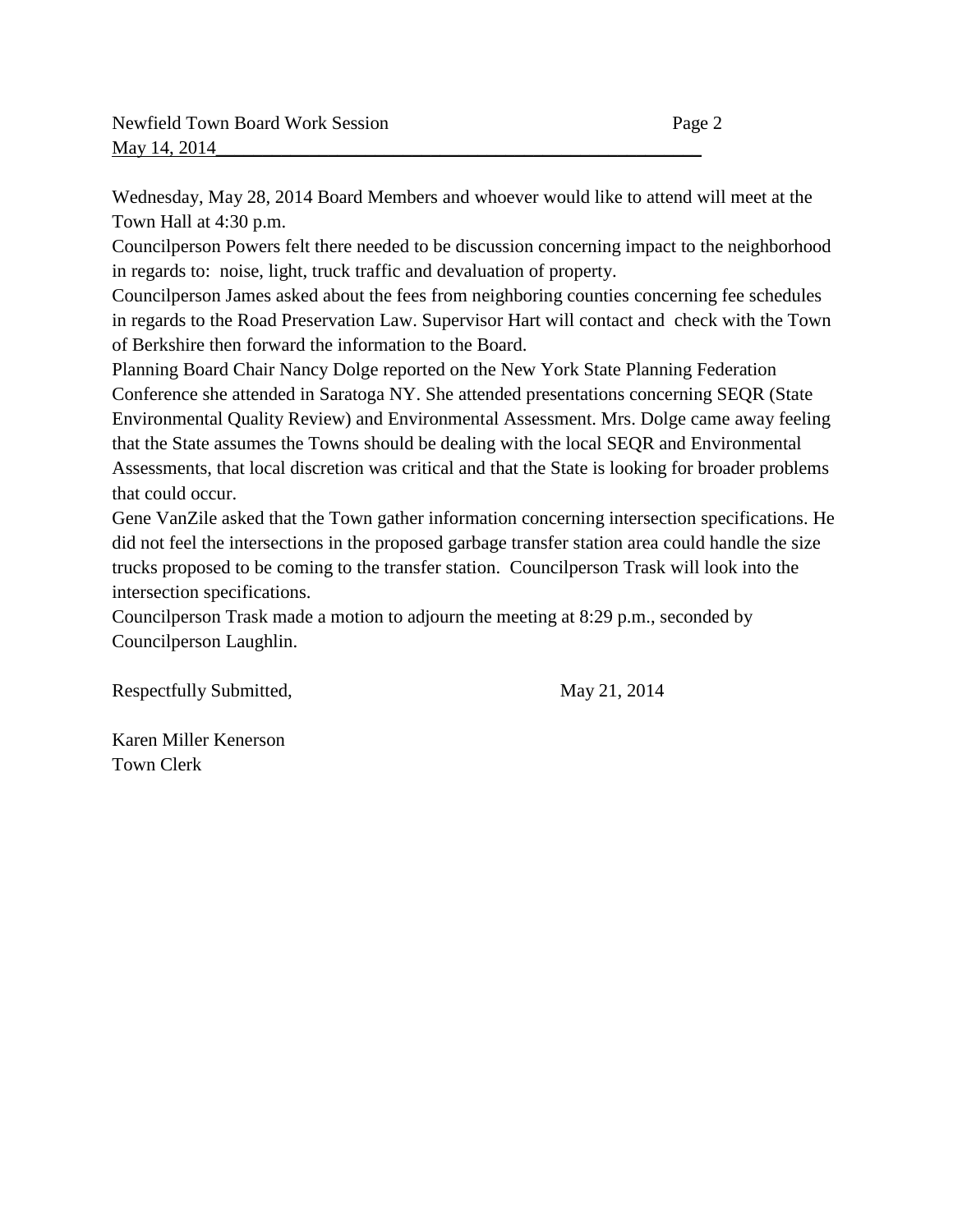Wednesday, May 28, 2014 Board Members and whoever would like to attend will meet at the Town Hall at 4:30 p.m.

Councilperson Powers felt there needed to be discussion concerning impact to the neighborhood in regards to: noise, light, truck traffic and devaluation of property.

Councilperson James asked about the fees from neighboring counties concerning fee schedules in regards to the Road Preservation Law. Supervisor Hart will contact and check with the Town of Berkshire then forward the information to the Board.

Planning Board Chair Nancy Dolge reported on the New York State Planning Federation Conference she attended in Saratoga NY. She attended presentations concerning SEQR (State Environmental Quality Review) and Environmental Assessment. Mrs. Dolge came away feeling that the State assumes the Towns should be dealing with the local SEQR and Environmental Assessments, that local discretion was critical and that the State is looking for broader problems that could occur.

Gene VanZile asked that the Town gather information concerning intersection specifications. He did not feel the intersections in the proposed garbage transfer station area could handle the size trucks proposed to be coming to the transfer station. Councilperson Trask will look into the intersection specifications.

Councilperson Trask made a motion to adjourn the meeting at 8:29 p.m., seconded by Councilperson Laughlin.

Respectfully Submitted, May 21, 2014

Karen Miller Kenerson
Town Clerk